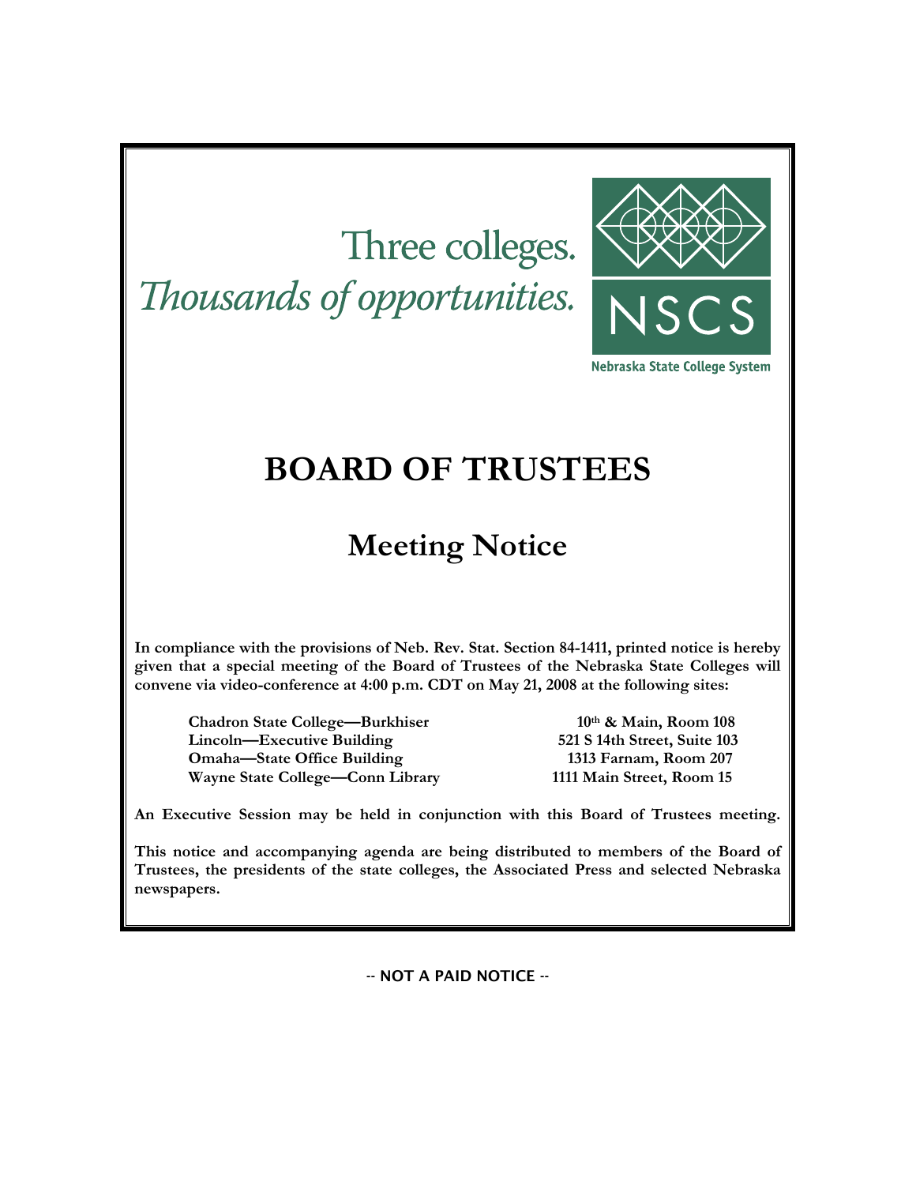Three colleges.
*Thousands of opportunities.*

NSCS

Nebraska State College System

# BOARD OF TRUSTEES

## Meeting Notice

**In compliance with the provisions of Neb. Rev. Stat. Section 84-1411, printed notice is hereby given that a special meeting of the Board of Trustees of the Nebraska State Colleges will convene via video-conference at 4:00 p.m. CDT on May 21, 2008 at the following sites:**

| | |
|---|---|
| **Chadron State College—Burkhiser** | **10th & Main, Room 108** |
| **Lincoln—Executive Building** | **521 S 14th Street, Suite 103** |
| **Omaha—State Office Building** | **1313 Farnam, Room 207** |
| **Wayne State College—Conn Library** | **1111 Main Street, Room 15** |

**An Executive Session may be held in conjunction with this Board of Trustees meeting.**

**This notice and accompanying agenda are being distributed to members of the Board of Trustees, the presidents of the state colleges, the Associated Press and selected Nebraska newspapers.**

-- NOT A PAID NOTICE --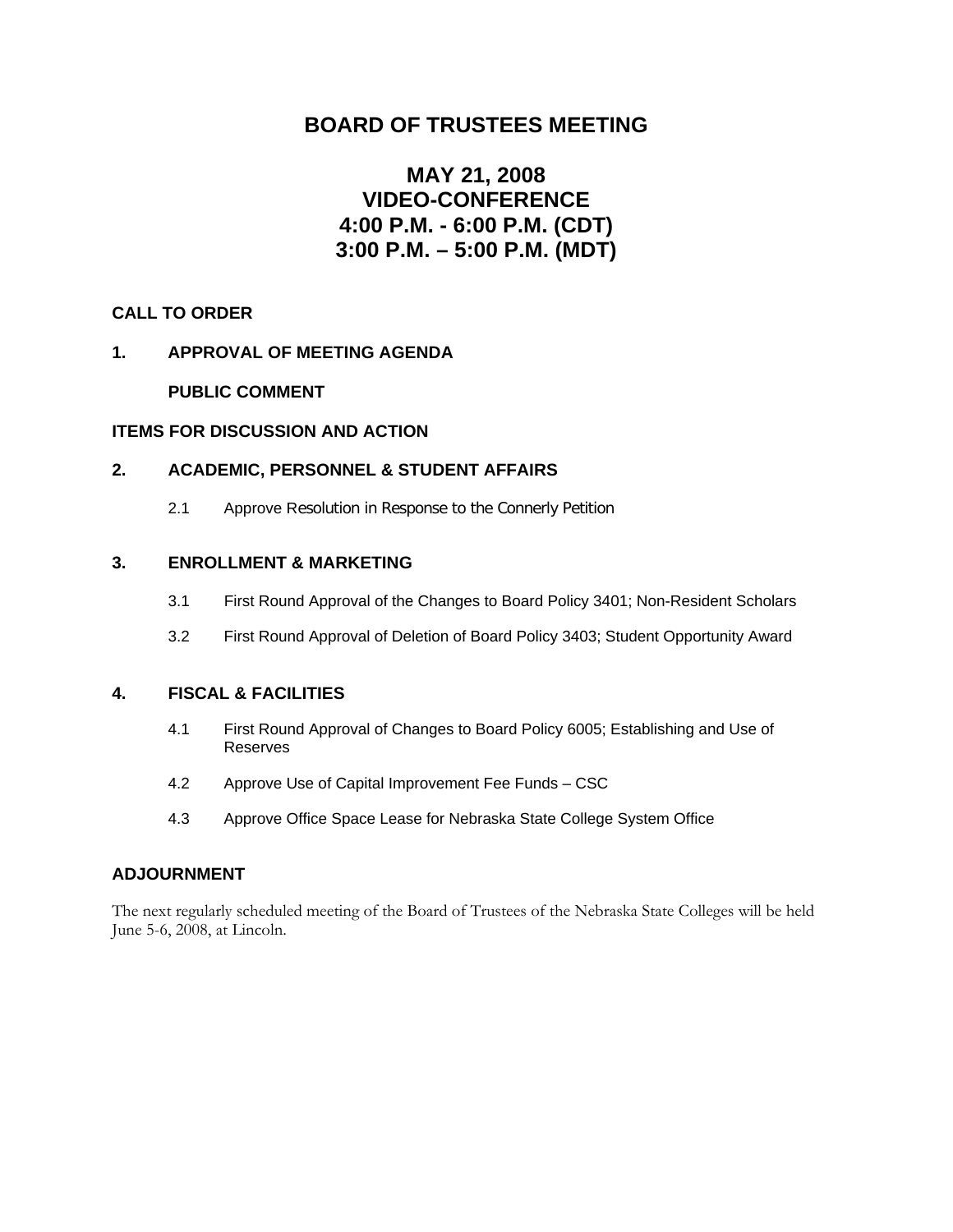# BOARD OF TRUSTEES MEETING

## MAY 21, 2008
## VIDEO-CONFERENCE
## 4:00 P.M. - 6:00 P.M. (CDT)
## 3:00 P.M. – 5:00 P.M. (MDT)

**CALL TO ORDER**

**1. APPROVAL OF MEETING AGENDA**

**PUBLIC COMMENT**

**ITEMS FOR DISCUSSION AND ACTION**

**2. ACADEMIC, PERSONNEL & STUDENT AFFAIRS**

2.1 Approve Resolution in Response to the Connerly Petition

**3. ENROLLMENT & MARKETING**

3.1 First Round Approval of the Changes to Board Policy 3401; Non-Resident Scholars

3.2 First Round Approval of Deletion of Board Policy 3403; Student Opportunity Award

**4. FISCAL & FACILITIES**

4.1 First Round Approval of Changes to Board Policy 6005; Establishing and Use of Reserves

4.2 Approve Use of Capital Improvement Fee Funds – CSC

4.3 Approve Office Space Lease for Nebraska State College System Office

**ADJOURNMENT**

The next regularly scheduled meeting of the Board of Trustees of the Nebraska State Colleges will be held June 5-6, 2008, at Lincoln.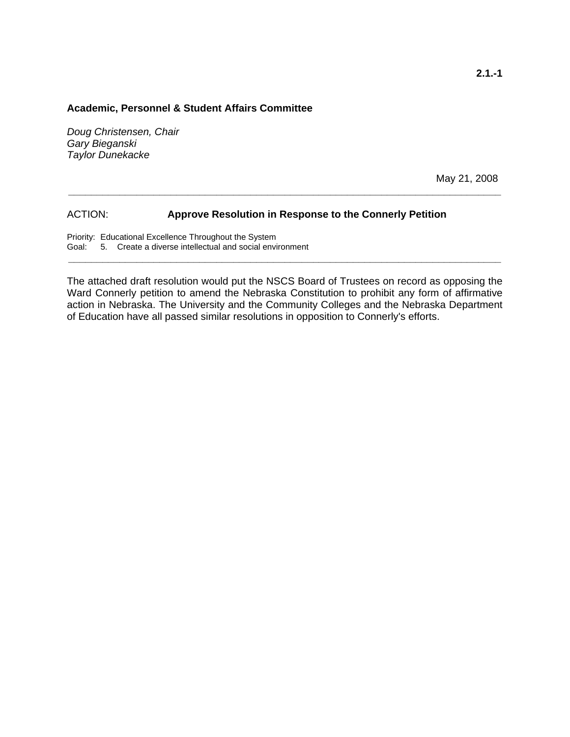2.1.-1

**Academic, Personnel & Student Affairs Committee**

*Doug Christensen, Chair*
*Gary Bieganski*
*Taylor Dunekacke*

May 21, 2008

---

ACTION: **Approve Resolution in Response to the Connerly Petition**

Priority: Educational Excellence Throughout the System
Goal: 5. Create a diverse intellectual and social environment

---

The attached draft resolution would put the NSCS Board of Trustees on record as opposing the Ward Connerly petition to amend the Nebraska Constitution to prohibit any form of affirmative action in Nebraska. The University and the Community Colleges and the Nebraska Department of Education have all passed similar resolutions in opposition to Connerly's efforts.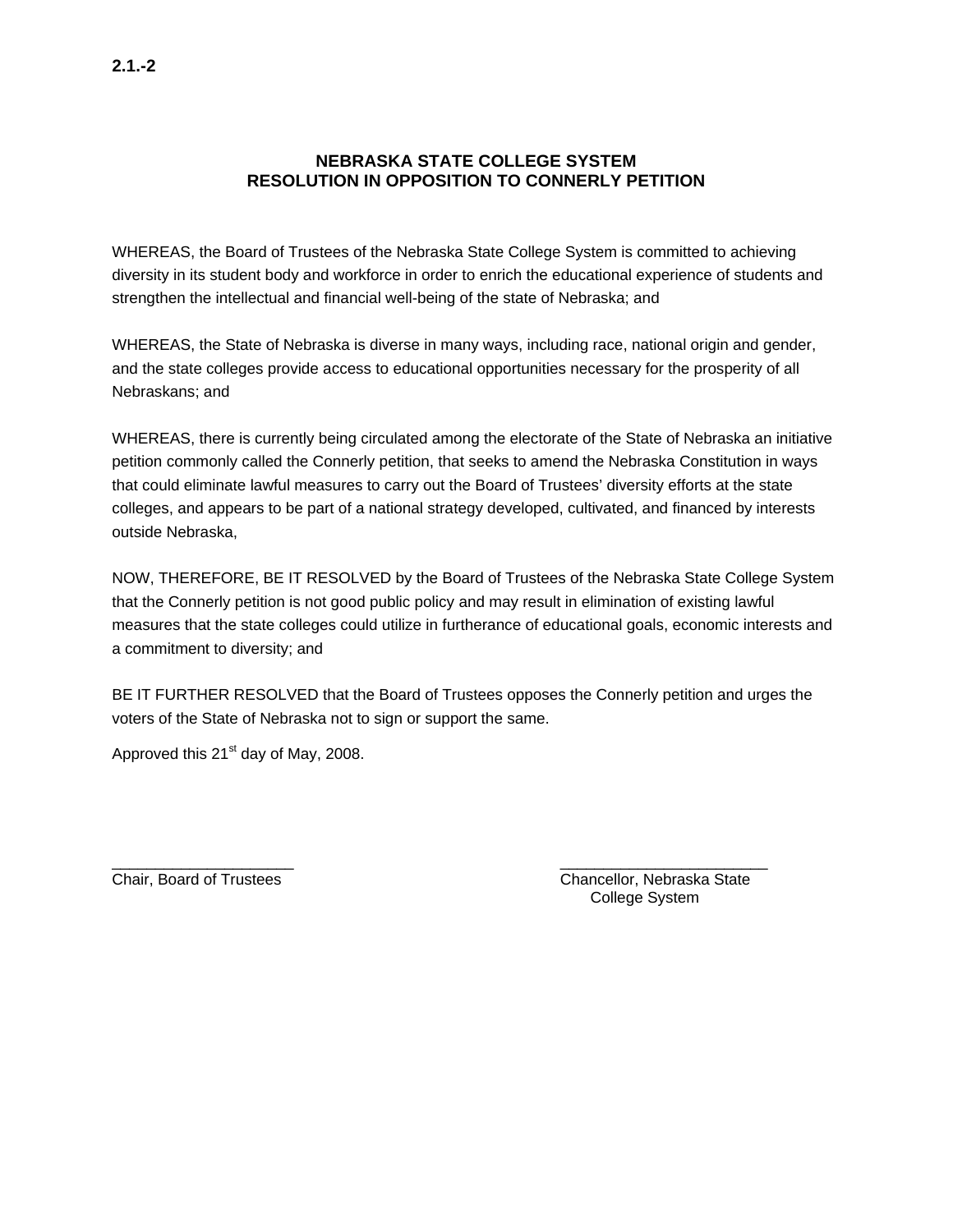2.1.-2

## NEBRASKA STATE COLLEGE SYSTEM
## RESOLUTION IN OPPOSITION TO CONNERLY PETITION

WHEREAS, the Board of Trustees of the Nebraska State College System is committed to achieving diversity in its student body and workforce in order to enrich the educational experience of students and strengthen the intellectual and financial well-being of the state of Nebraska; and

WHEREAS, the State of Nebraska is diverse in many ways, including race, national origin and gender, and the state colleges provide access to educational opportunities necessary for the prosperity of all Nebraskans; and

WHEREAS, there is currently being circulated among the electorate of the State of Nebraska an initiative petition commonly called the Connerly petition, that seeks to amend the Nebraska Constitution in ways that could eliminate lawful measures to carry out the Board of Trustees' diversity efforts at the state colleges, and appears to be part of a national strategy developed, cultivated, and financed by interests outside Nebraska,

NOW, THEREFORE, BE IT RESOLVED by the Board of Trustees of the Nebraska State College System that the Connerly petition is not good public policy and may result in elimination of existing lawful measures that the state colleges could utilize in furtherance of educational goals, economic interests and a commitment to diversity; and

BE IT FURTHER RESOLVED that the Board of Trustees opposes the Connerly petition and urges the voters of the State of Nebraska not to sign or support the same.

Approved this 21st day of May, 2008.

\_\_\_\_\_\_\_\_\_\_\_\_\_\_\_\_\_\_\_\_\_\_
Chair, Board of Trustees

\_\_\_\_\_\_\_\_\_\_\_\_\_\_\_\_\_\_\_\_\_\_\_\_\_\_
Chancellor, Nebraska State College System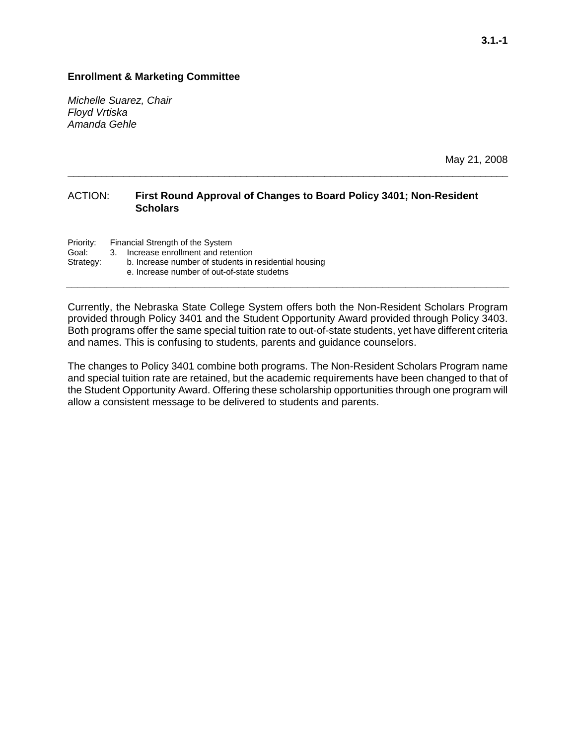3.1.-1

**Enrollment & Marketing Committee**

*Michelle Suarez, Chair*
*Floyd Vrtiska*
*Amanda Gehle*

May 21, 2008

---

ACTION: **First Round Approval of Changes to Board Policy 3401; Non-Resident Scholars**

Priority: Financial Strength of the System
Goal: 3. Increase enrollment and retention
Strategy: b. Increase number of students in residential housing
e. Increase number of out-of-state studetns

---

Currently, the Nebraska State College System offers both the Non-Resident Scholars Program provided through Policy 3401 and the Student Opportunity Award provided through Policy 3403. Both programs offer the same special tuition rate to out-of-state students, yet have different criteria and names. This is confusing to students, parents and guidance counselors.

The changes to Policy 3401 combine both programs. The Non-Resident Scholars Program name and special tuition rate are retained, but the academic requirements have been changed to that of the Student Opportunity Award. Offering these scholarship opportunities through one program will allow a consistent message to be delivered to students and parents.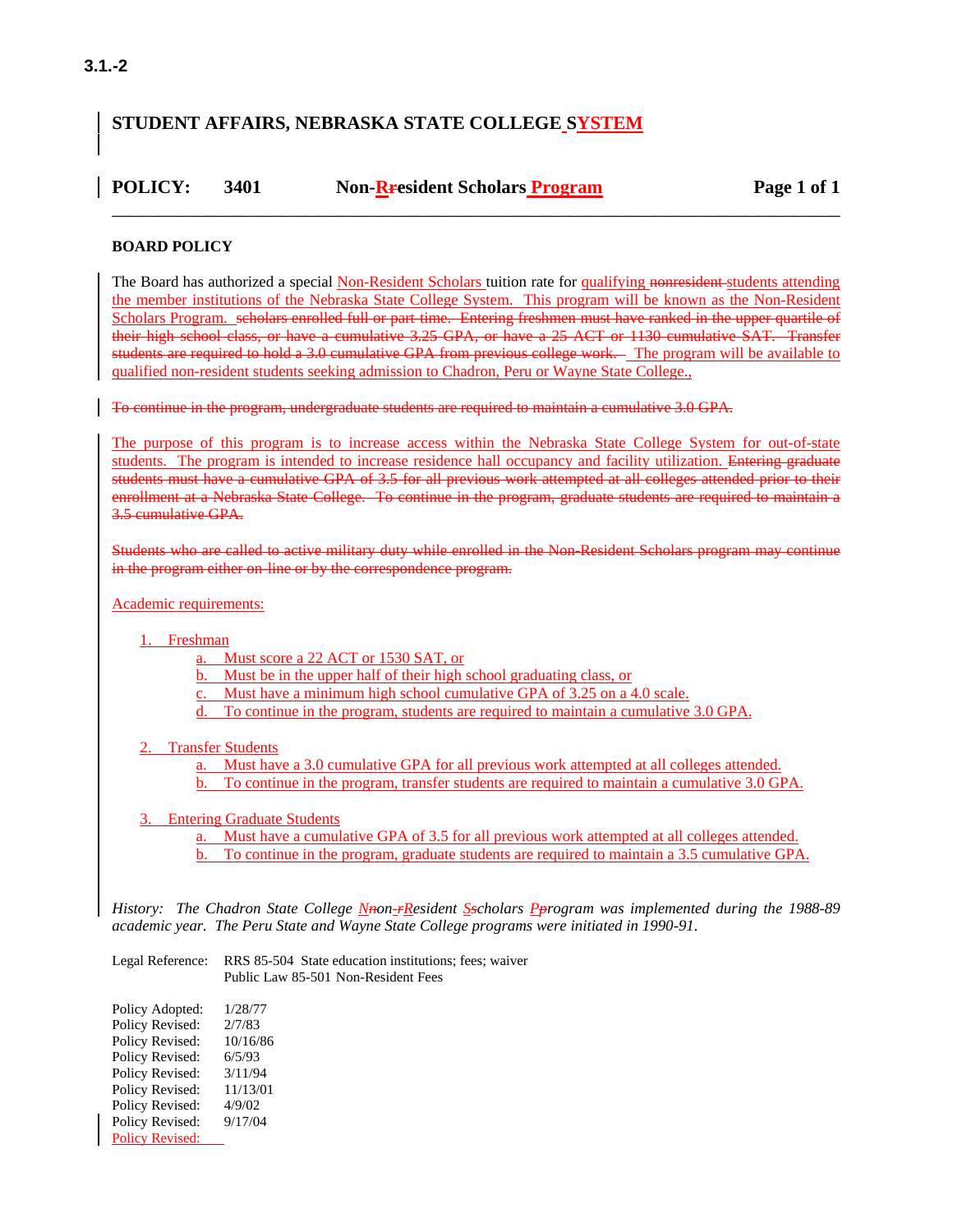# STUDENT AFFAIRS, NEBRASKA STATE COLLEGE SYSTEM

## POLICY: 3401 Non-Resident Scholars Program

### BOARD POLICY

The Board has authorized a special Non-Resident Scholars tuition rate for qualifying ~~nonresident~~ students attending the member institutions of the Nebraska State College System. This program will be known as the Non-Resident Scholars Program. ~~scholars enrolled full or part-time. Entering freshmen must have ranked in the upper quartile of their high school class, or have a cumulative 3.25 GPA, or have a 25 ACT or 1130 cumulative SAT. Transfer students are required to hold a 3.0 cumulative GPA from previous college work.~~ The program will be available to qualified non-resident students seeking admission to Chadron, Peru or Wayne State College.,

~~To continue in the program, undergraduate students are required to maintain a cumulative 3.0 GPA.~~

The purpose of this program is to increase access within the Nebraska State College System for out-of-state students. The program is intended to increase residence hall occupancy and facility utilization. ~~Entering graduate students must have a cumulative GPA of 3.5 for all previous work attempted at all colleges attended prior to their enrollment at a Nebraska State College. To continue in the program, graduate students are required to maintain a 3.5 cumulative GPA.~~

~~Students who are called to active military duty while enrolled in the Non-Resident Scholars program may continue in the program either on-line or by the correspondence program.~~

Academic requirements:

1. Freshman
   a. Must score a 22 ACT or 1530 SAT, or
   b. Must be in the upper half of their high school graduating class, or
   c. Must have a minimum high school cumulative GPA of 3.25 on a 4.0 scale.
   d. To continue in the program, students are required to maintain a cumulative 3.0 GPA.

2. Transfer Students
   a. Must have a 3.0 cumulative GPA for all previous work attempted at all colleges attended.
   b. To continue in the program, transfer students are required to maintain a cumulative 3.0 GPA.

3. Entering Graduate Students
   a. Must have a cumulative GPA of 3.5 for all previous work attempted at all colleges attended.
   b. To continue in the program, graduate students are required to maintain a 3.5 cumulative GPA.

*History: The Chadron State College Non-Resident Scholars Program was implemented during the 1988-89 academic year. The Peru State and Wayne State College programs were initiated in 1990-91.*

Legal Reference: RRS 85-504 State education institutions; fees; waiver
Public Law 85-501 Non-Resident Fees

Policy Adopted: 1/28/77
Policy Revised: 2/7/83
Policy Revised: 10/16/86
Policy Revised: 6/5/93
Policy Revised: 3/11/94
Policy Revised: 11/13/01
Policy Revised: 4/9/02
Policy Revised: 9/17/04
Policy Revised: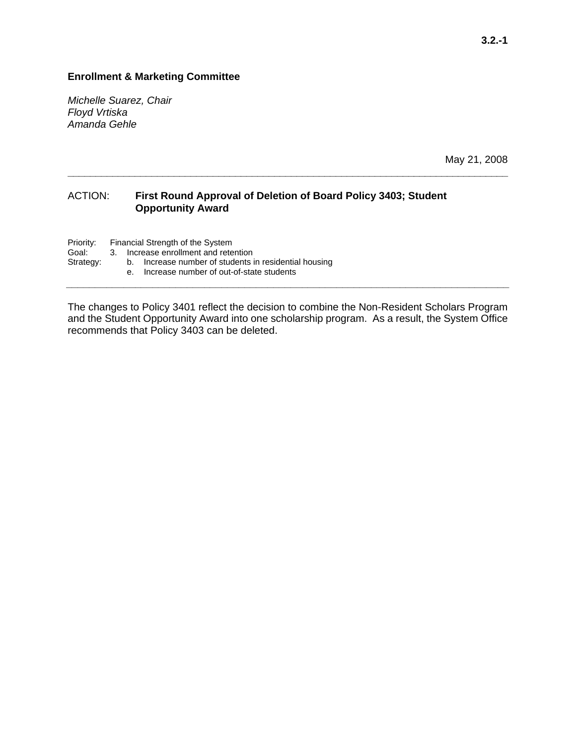**3.2.-1**

**Enrollment & Marketing Committee**

*Michelle Suarez, Chair*
*Floyd Vrtiska*
*Amanda Gehle*

May 21, 2008

---

ACTION: **First Round Approval of Deletion of Board Policy 3403; Student Opportunity Award**

Priority: Financial Strength of the System
Goal: 3. Increase enrollment and retention
Strategy: b. Increase number of students in residential housing
e. Increase number of out-of-state students

---

The changes to Policy 3401 reflect the decision to combine the Non-Resident Scholars Program and the Student Opportunity Award into one scholarship program. As a result, the System Office recommends that Policy 3403 can be deleted.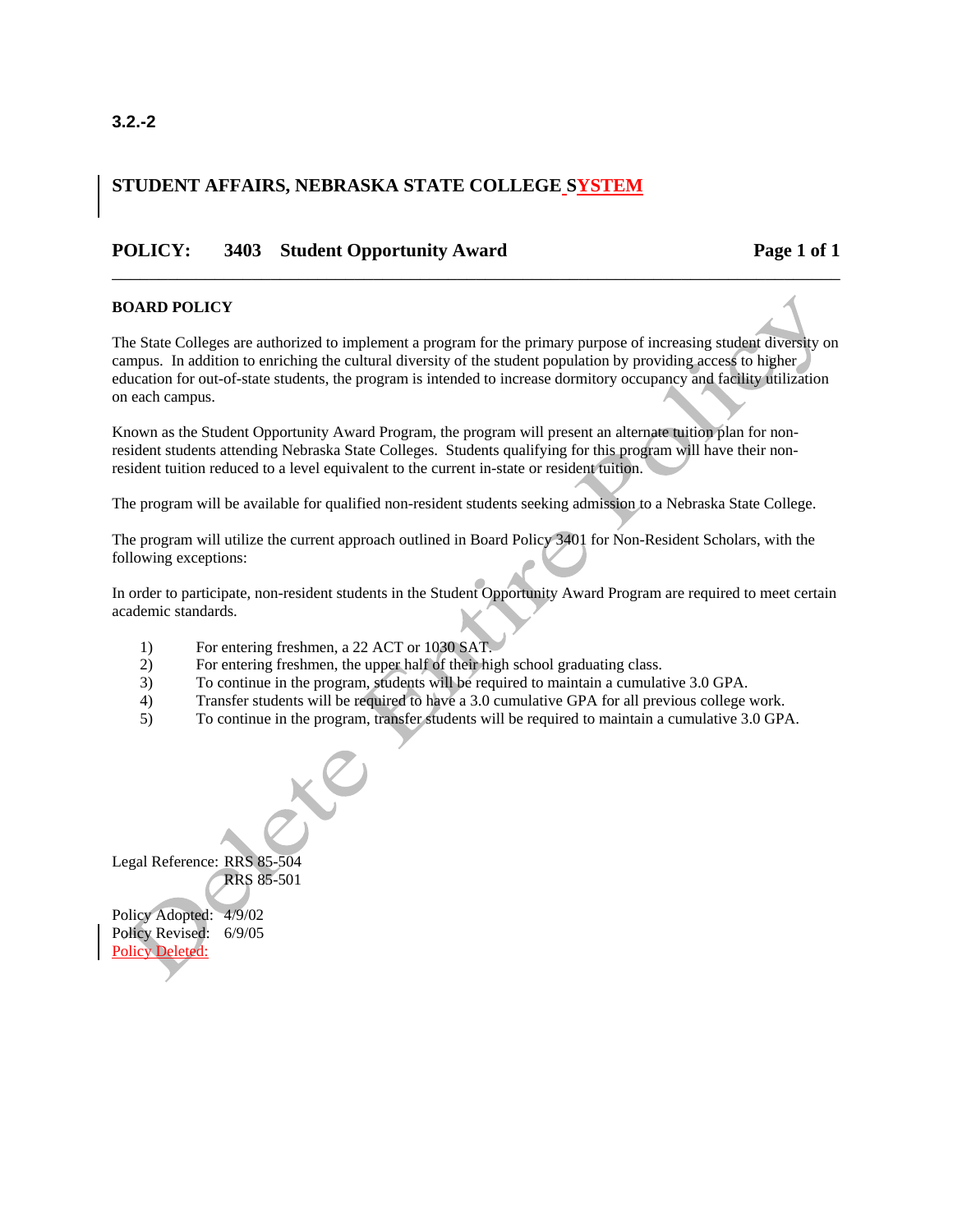3.2.-2

## STUDENT AFFAIRS, NEBRASKA STATE COLLEGE SYSTEM

## POLICY: 3403 Student Opportunity Award

**BOARD POLICY**

The State Colleges are authorized to implement a program for the primary purpose of increasing student diversity on campus. In addition to enriching the cultural diversity of the student population by providing access to higher education for out-of-state students, the program is intended to increase dormitory occupancy and facility utilization on each campus.

Known as the Student Opportunity Award Program, the program will present an alternate tuition plan for non-resident students attending Nebraska State Colleges. Students qualifying for this program will have their non-resident tuition reduced to a level equivalent to the current in-state or resident tuition.

The program will be available for qualified non-resident students seeking admission to a Nebraska State College.

The program will utilize the current approach outlined in Board Policy 3401 for Non-Resident Scholars, with the following exceptions:

In order to participate, non-resident students in the Student Opportunity Award Program are required to meet certain academic standards.

1) For entering freshmen, a 22 ACT or 1030 SAT.
2) For entering freshmen, the upper half of their high school graduating class.
3) To continue in the program, students will be required to maintain a cumulative 3.0 GPA.
4) Transfer students will be required to have a 3.0 cumulative GPA for all previous college work.
5) To continue in the program, transfer students will be required to maintain a cumulative 3.0 GPA.

Legal Reference: RRS 85-504
RRS 85-501

Policy Adopted: 4/9/02
Policy Revised: 6/9/05
Policy Deleted:

Delete Entire Policy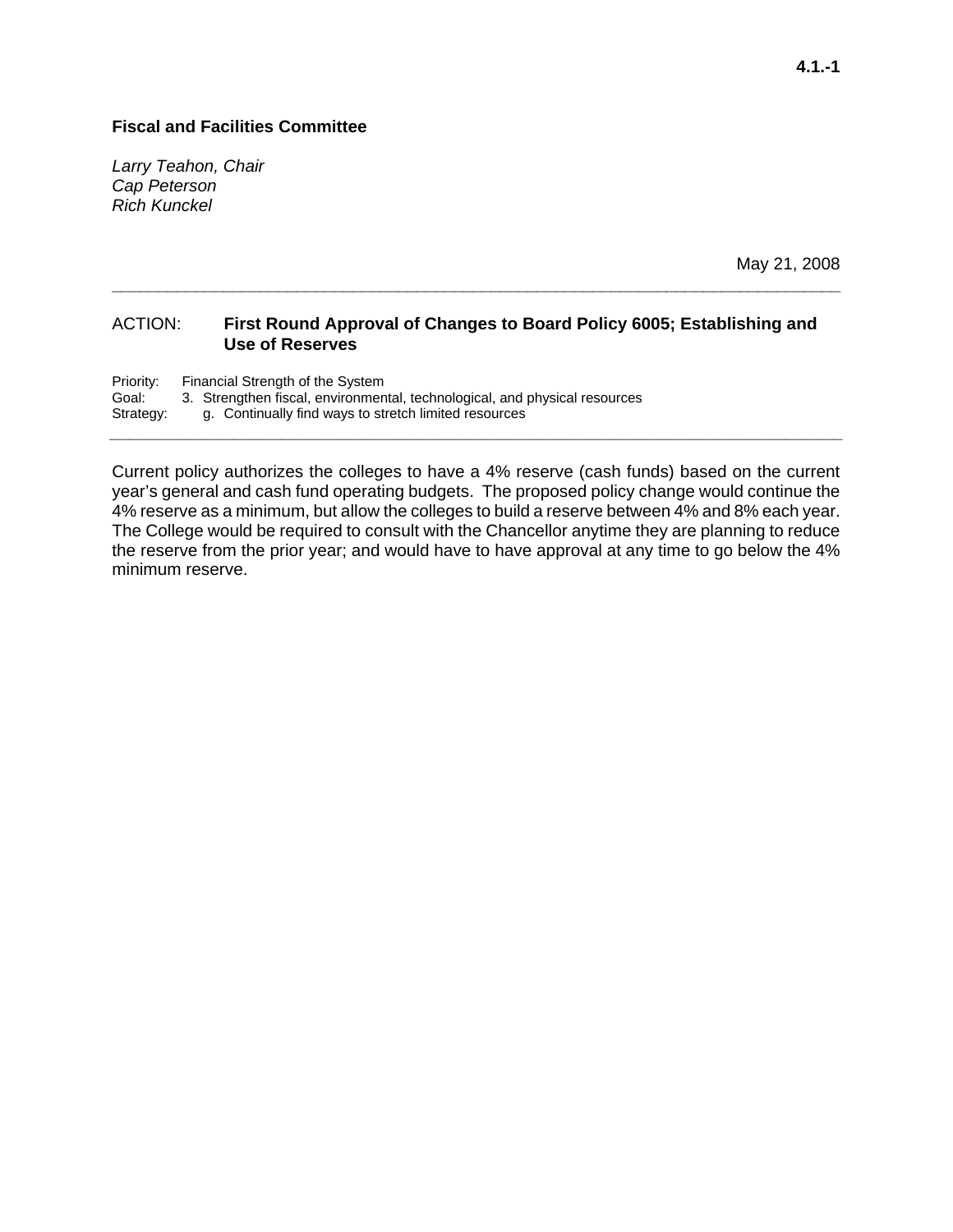**Fiscal and Facilities Committee**

*Larry Teahon, Chair*
*Cap Peterson*
*Rich Kunckel*

May 21, 2008

---

ACTION: **First Round Approval of Changes to Board Policy 6005; Establishing and Use of Reserves**

Priority: Financial Strength of the System
Goal: 3. Strengthen fiscal, environmental, technological, and physical resources
Strategy: g. Continually find ways to stretch limited resources

---

Current policy authorizes the colleges to have a 4% reserve (cash funds) based on the current year's general and cash fund operating budgets. The proposed policy change would continue the 4% reserve as a minimum, but allow the colleges to build a reserve between 4% and 8% each year. The College would be required to consult with the Chancellor anytime they are planning to reduce the reserve from the prior year; and would have to have approval at any time to go below the 4% minimum reserve.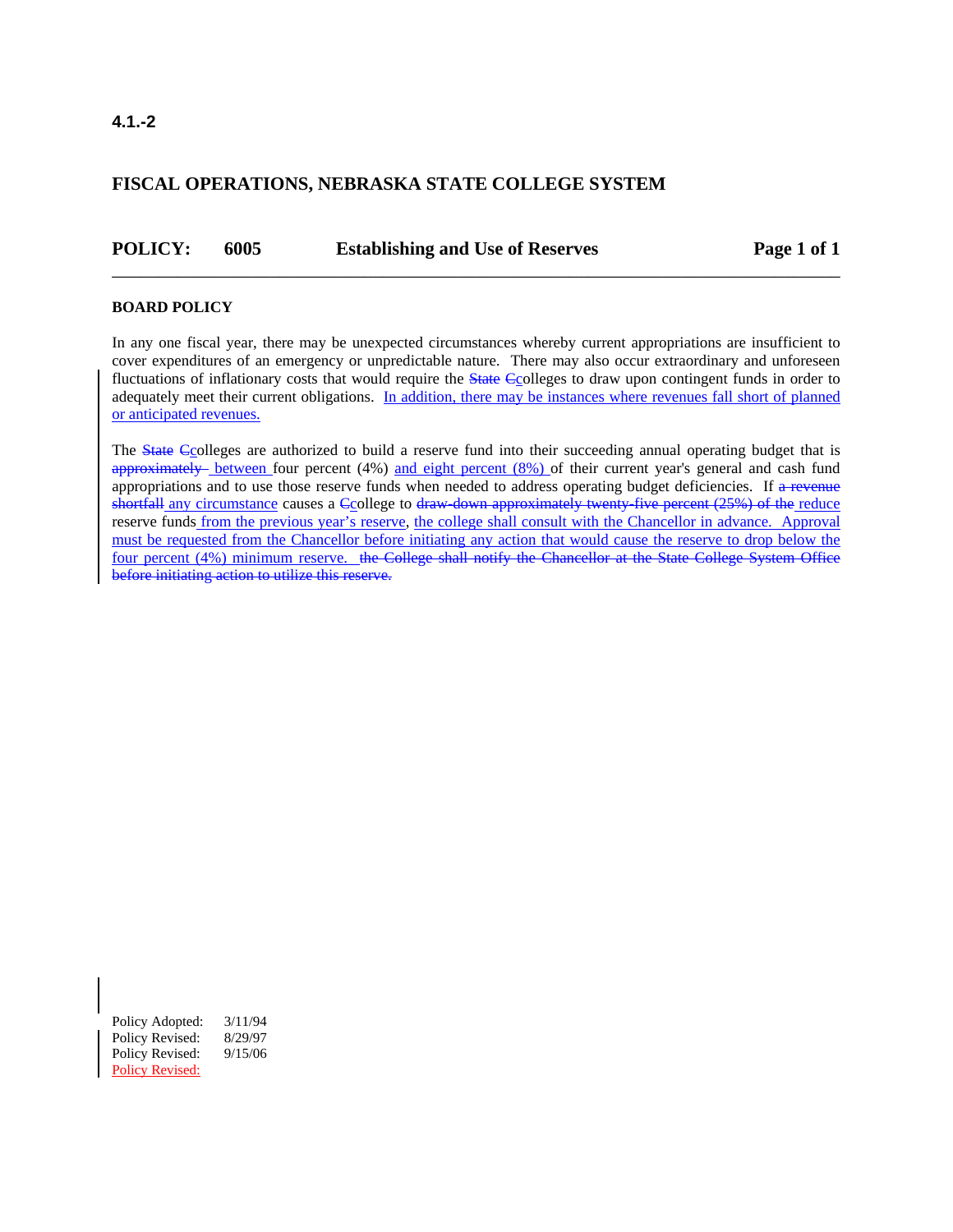4.1.-2

## FISCAL OPERATIONS, NEBRASKA STATE COLLEGE SYSTEM

**POLICY: 6005 Establishing and Use of Reserves Page 1 of 1**

**BOARD POLICY**

In any one fiscal year, there may be unexpected circumstances whereby current appropriations are insufficient to cover expenditures of an emergency or unpredictable nature. There may also occur extraordinary and unforeseen fluctuations of inflationary costs that would require the ~~State~~ ~~C~~colleges to draw upon contingent funds in order to adequately meet their current obligations. In addition, there may be instances where revenues fall short of planned or anticipated revenues.

The ~~State~~ ~~C~~colleges are authorized to build a reserve fund into their succeeding annual operating budget that is ~~approximately~~ between four percent (4%) and eight percent (8%) of their current year's general and cash fund appropriations and to use those reserve funds when needed to address operating budget deficiencies. If ~~a revenue shortfall~~ any circumstance causes a ~~C~~college to ~~draw-down approximately twenty-five percent (25%) of the~~ reduce reserve funds from the previous year's reserve, the college shall consult with the Chancellor in advance. Approval must be requested from the Chancellor before initiating any action that would cause the reserve to drop below the four percent (4%) minimum reserve. ~~the College shall notify the Chancellor at the State College System Office before initiating action to utilize this reserve.~~

Policy Adopted: 3/11/94
Policy Revised: 8/29/97
Policy Revised: 9/15/06
Policy Revised: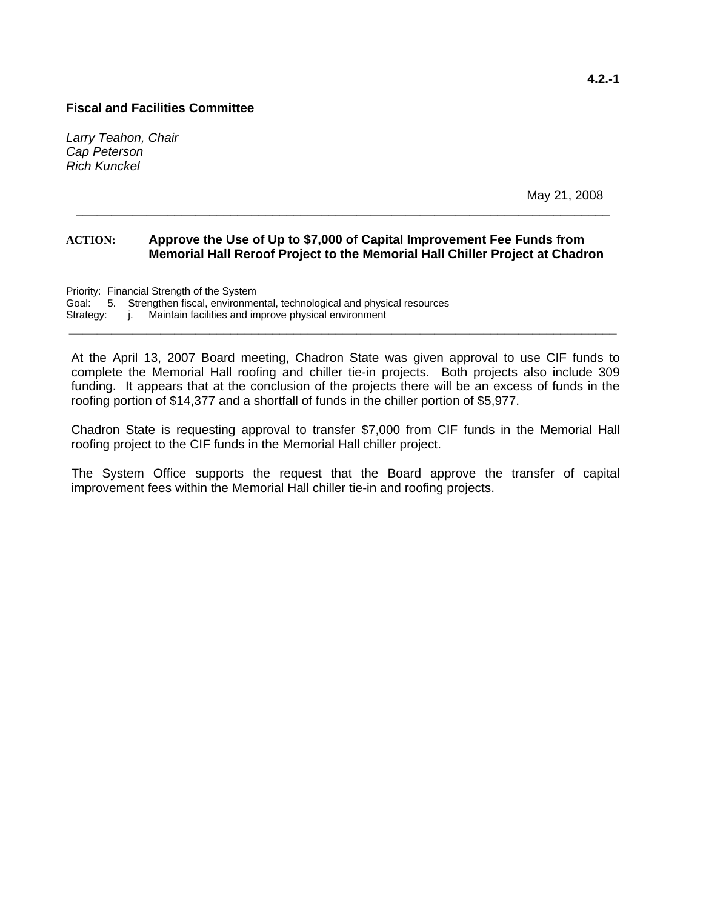**4.2.-1**

**Fiscal and Facilities Committee**

*Larry Teahon, Chair*
*Cap Peterson*
*Rich Kunckel*

May 21, 2008

---

**ACTION:** **Approve the Use of Up to $7,000 of Capital Improvement Fee Funds from Memorial Hall Reroof Project to the Memorial Hall Chiller Project at Chadron**

Priority: Financial Strength of the System
Goal: 5. Strengthen fiscal, environmental, technological and physical resources
Strategy: j. Maintain facilities and improve physical environment

---

At the April 13, 2007 Board meeting, Chadron State was given approval to use CIF funds to complete the Memorial Hall roofing and chiller tie-in projects. Both projects also include 309 funding. It appears that at the conclusion of the projects there will be an excess of funds in the roofing portion of $14,377 and a shortfall of funds in the chiller portion of $5,977.

Chadron State is requesting approval to transfer $7,000 from CIF funds in the Memorial Hall roofing project to the CIF funds in the Memorial Hall chiller project.

The System Office supports the request that the Board approve the transfer of capital improvement fees within the Memorial Hall chiller tie-in and roofing projects.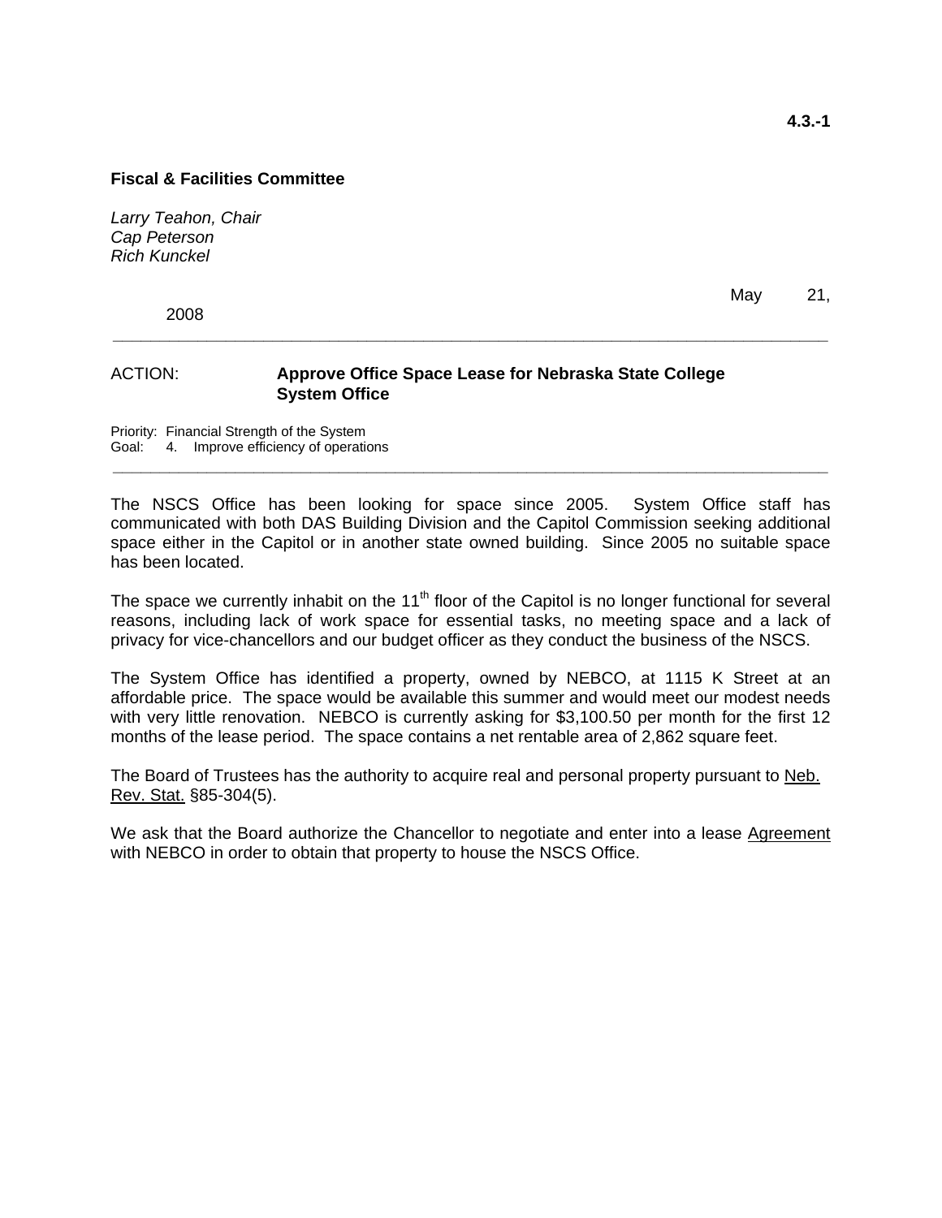4.3.-1

**Fiscal & Facilities Committee**

*Larry Teahon, Chair*
*Cap Peterson*
*Rich Kunckel*

May 21, 2008

---

ACTION: **Approve Office Space Lease for Nebraska State College System Office**

Priority: Financial Strength of the System
Goal: 4. Improve efficiency of operations

---

The NSCS Office has been looking for space since 2005. System Office staff has communicated with both DAS Building Division and the Capitol Commission seeking additional space either in the Capitol or in another state owned building. Since 2005 no suitable space has been located.

The space we currently inhabit on the 11th floor of the Capitol is no longer functional for several reasons, including lack of work space for essential tasks, no meeting space and a lack of privacy for vice-chancellors and our budget officer as they conduct the business of the NSCS.

The System Office has identified a property, owned by NEBCO, at 1115 K Street at an affordable price. The space would be available this summer and would meet our modest needs with very little renovation. NEBCO is currently asking for $3,100.50 per month for the first 12 months of the lease period. The space contains a net rentable area of 2,862 square feet.

The Board of Trustees has the authority to acquire real and personal property pursuant to Neb. Rev. Stat. §85-304(5).

We ask that the Board authorize the Chancellor to negotiate and enter into a lease Agreement with NEBCO in order to obtain that property to house the NSCS Office.